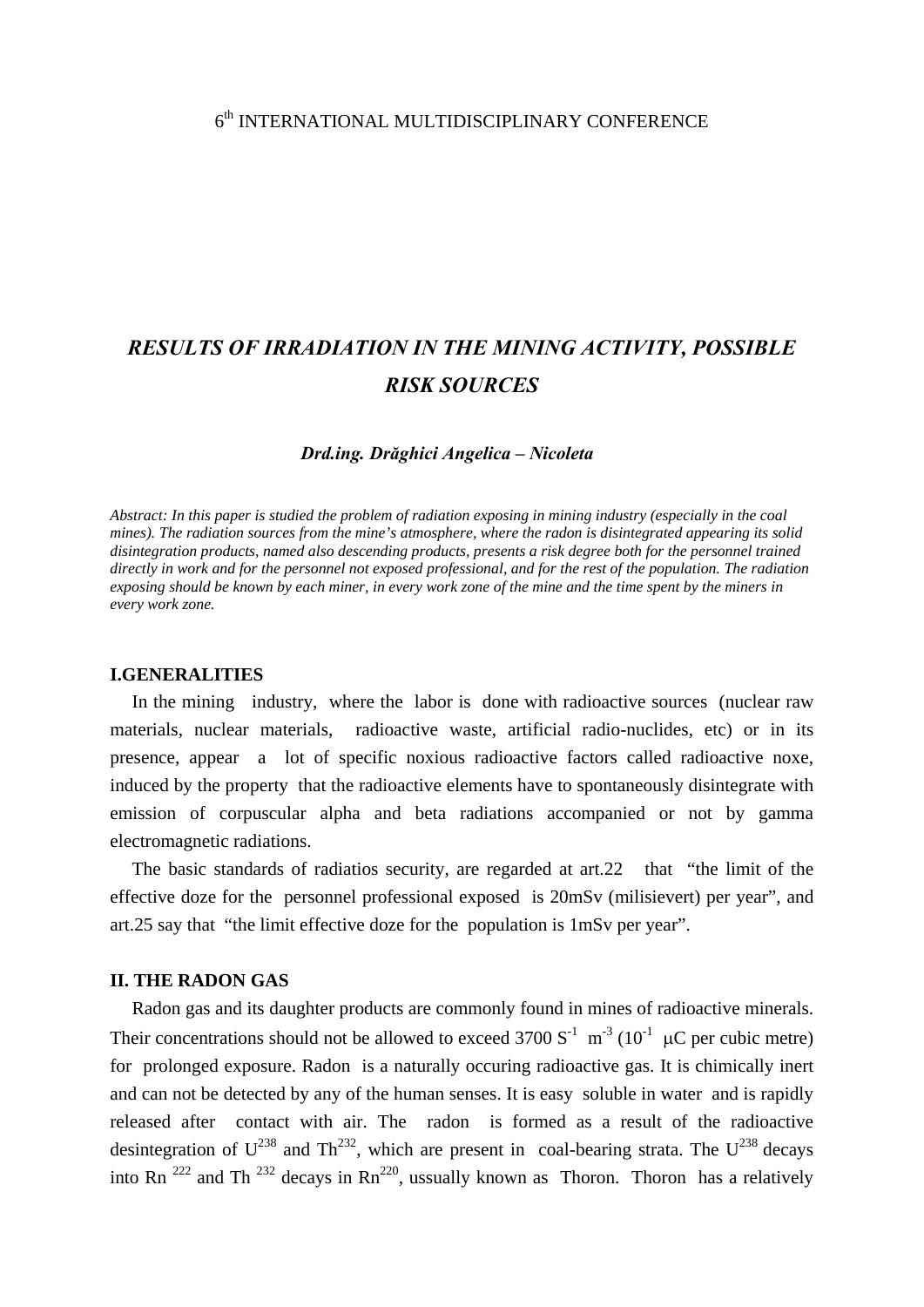6th INTERNATIONAL MULTIDISCIPLINARY CONFERENCE

# *RESULTS OF IRRADIATION IN THE MINING ACTIVITY, POSSIBLE RISK SOURCES*

***Drd.ing. Drăghici Angelica – Nicoleta***

*Abstract: In this paper is studied the problem of radiation exposing in mining industry (especially in the coal mines). The radiation sources from the mine's atmosphere, where the radon is disintegrated appearing its solid disintegration products, named also descending products, presents a risk degree both for the personnel trained directly in work and for the personnel not exposed professional, and for the rest of the population. The radiation exposing should be known by each miner, in every work zone of the mine and the time spent by the miners in every work zone.*

## I.GENERALITIES

In the mining industry, where the labor is done with radioactive sources (nuclear raw materials, nuclear materials, radioactive waste, artificial radio-nuclides, etc) or in its presence, appear a lot of specific noxious radioactive factors called radioactive noxe, induced by the property that the radioactive elements have to spontaneously disintegrate with emission of corpuscular alpha and beta radiations accompanied or not by gamma electromagnetic radiations.

The basic standards of radiatios security, are regarded at art.22 that "the limit of the effective doze for the personnel professional exposed is 20mSv (milisievert) per year", and art.25 say that "the limit effective doze for the population is 1mSv per year".

## II. THE RADON GAS

Radon gas and its daughter products are commonly found in mines of radioactive minerals. Their concentrations should not be allowed to exceed 3700 $S^{-1}$ $m^{-3}$ ($10^{-1}$ μC per cubic metre) for prolonged exposure. Radon is a naturally occuring radioactive gas. It is chimically inert and can not be detected by any of the human senses. It is easy soluble in water and is rapidly released after contact with air. The radon is formed as a result of the radioactive desintegration of $U^{238}$ and $Th^{232}$, which are present in coal-bearing strata. The $U^{238}$ decays into $Rn^{222}$ and $Th^{232}$ decays in $Rn^{220}$, ussually known as Thoron. Thoron has a relatively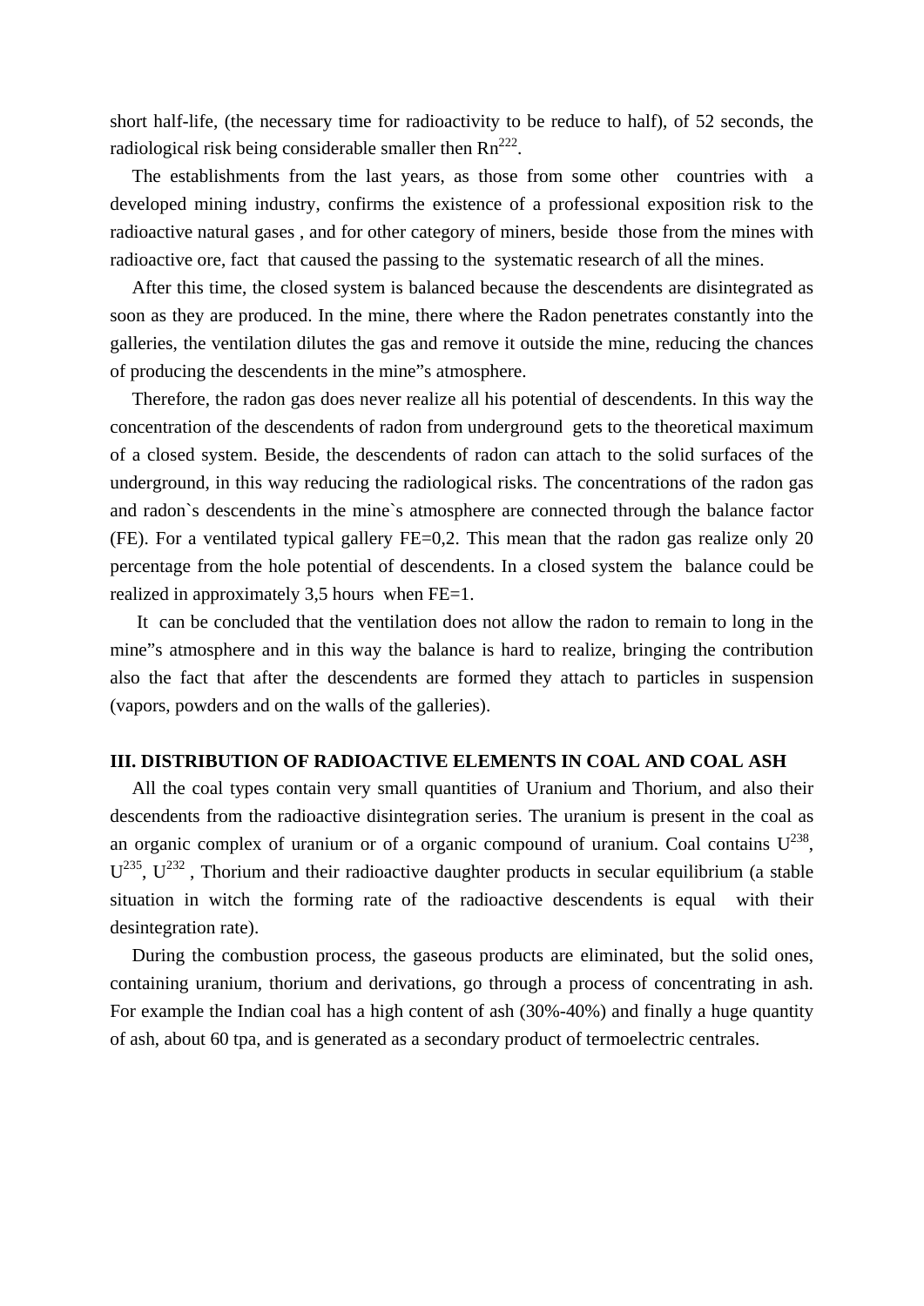short half-life, (the necessary time for radioactivity to be reduce to half), of 52 seconds, the radiological risk being considerable smaller then $Rn^{222}$.

The establishments from the last years, as those from some other countries with a developed mining industry, confirms the existence of a professional exposition risk to the radioactive natural gases , and for other category of miners, beside those from the mines with radioactive ore, fact that caused the passing to the systematic research of all the mines.

After this time, the closed system is balanced because the descendents are disintegrated as soon as they are produced. In the mine, there where the Radon penetrates constantly into the galleries, the ventilation dilutes the gas and remove it outside the mine, reducing the chances of producing the descendents in the mine"s atmosphere.

Therefore, the radon gas does never realize all his potential of descendents. In this way the concentration of the descendents of radon from underground gets to the theoretical maximum of a closed system. Beside, the descendents of radon can attach to the solid surfaces of the underground, in this way reducing the radiological risks. The concentrations of the radon gas and radon`s descendents in the mine`s atmosphere are connected through the balance factor (FE). For a ventilated typical gallery FE=0,2. This mean that the radon gas realize only 20 percentage from the hole potential of descendents. In a closed system the balance could be realized in approximately 3,5 hours when FE=1.

It can be concluded that the ventilation does not allow the radon to remain to long in the mine"s atmosphere and in this way the balance is hard to realize, bringing the contribution also the fact that after the descendents are formed they attach to particles in suspension (vapors, powders and on the walls of the galleries).

## III. DISTRIBUTION OF RADIOACTIVE ELEMENTS IN COAL AND COAL ASH

All the coal types contain very small quantities of Uranium and Thorium, and also their descendents from the radioactive disintegration series. The uranium is present in the coal as an organic complex of uranium or of a organic compound of uranium. Coal contains $U^{238}$, $U^{235}$, $U^{232}$ , Thorium and their radioactive daughter products in secular equilibrium (a stable situation in witch the forming rate of the radioactive descendents is equal with their desintegration rate).

During the combustion process, the gaseous products are eliminated, but the solid ones, containing uranium, thorium and derivations, go through a process of concentrating in ash. For example the Indian coal has a high content of ash (30%-40%) and finally a huge quantity of ash, about 60 tpa, and is generated as a secondary product of termoelectric centrales.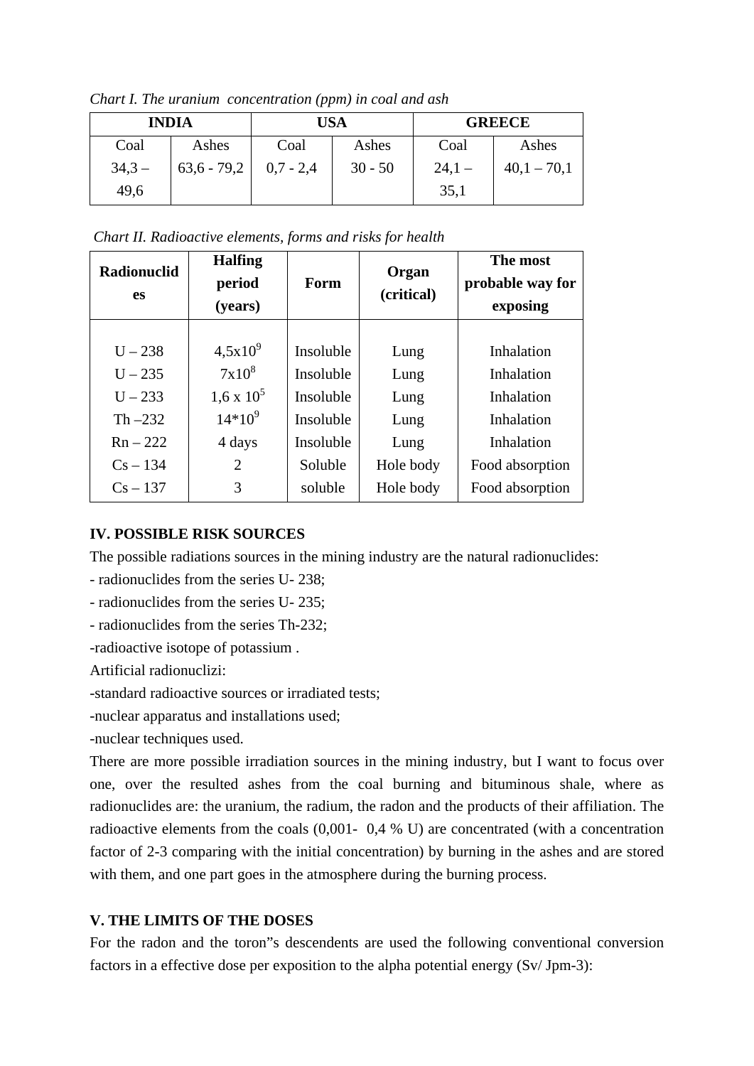*Chart I. The uranium concentration (ppm) in coal and ash*

| INDIA | | USA | | GREECE | |
|---|---|---|---|---|---|
| Coal | Ashes | Coal | Ashes | Coal | Ashes |
| 34,3 – 49,6 | 63,6 - 79,2 | 0,7 - 2,4 | 30 - 50 | 24,1 – 35,1 | 40,1 – 70,1 |

*Chart II. Radioactive elements, forms and risks for health*

| Radionuclides | Halfing period (years) | Form | Organ (critical) | The most probable way for exposing |
|---|---|---|---|---|
| U – 238 | $4{,}5\text{x}10^9$ | Insoluble | Lung | Inhalation |
| U – 235 | $7\text{x}10^8$ | Insoluble | Lung | Inhalation |
| U – 233 | $1{,}6 \text{ x } 10^5$ | Insoluble | Lung | Inhalation |
| Th –232 | $14*10^9$ | Insoluble | Lung | Inhalation |
| Rn – 222 | 4 days | Insoluble | Lung | Inhalation |
| Cs – 134 | 2 | Soluble | Hole body | Food absorption |
| Cs – 137 | 3 | soluble | Hole body | Food absorption |

## IV. POSSIBLE RISK SOURCES

The possible radiations sources in the mining industry are the natural radionuclides:

- radionuclides from the series U- 238;
- radionuclides from the series U- 235;
- radionuclides from the series Th-232;
- radioactive isotope of potassium .

Artificial radionuclizi:

- standard radioactive sources or irradiated tests;
- nuclear apparatus and installations used;
- nuclear techniques used.

There are more possible irradiation sources in the mining industry, but I want to focus over one, over the resulted ashes from the coal burning and bituminous shale, where as radionuclides are: the uranium, the radium, the radon and the products of their affiliation. The radioactive elements from the coals (0,001- 0,4 % U) are concentrated (with a concentration factor of 2-3 comparing with the initial concentration) by burning in the ashes and are stored with them, and one part goes in the atmosphere during the burning process.

## V. THE LIMITS OF THE DOSES

For the radon and the toron"s descendents are used the following conventional conversion factors in a effective dose per exposition to the alpha potential energy (Sv/ Jpm-3):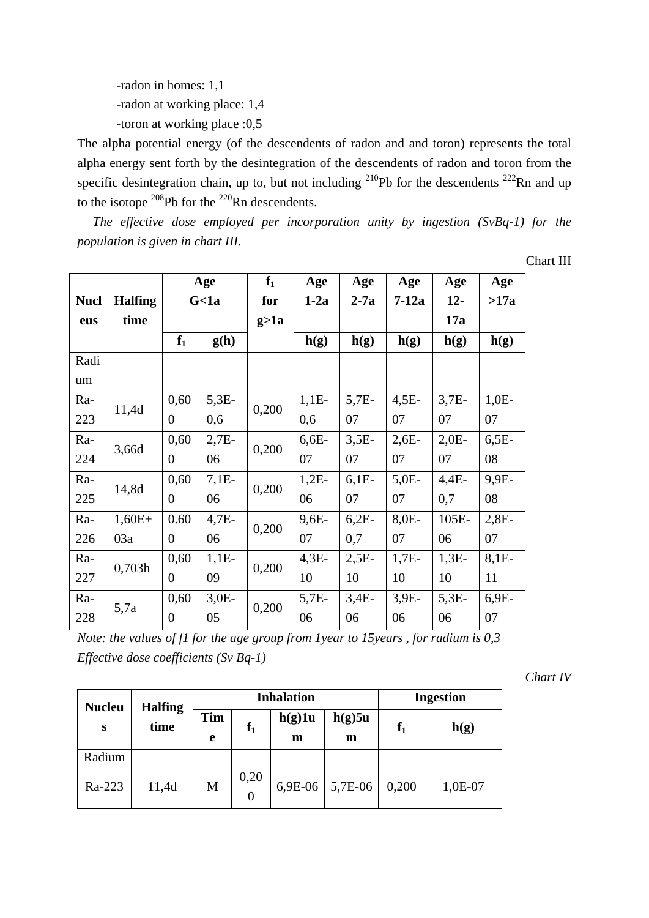-radon in homes: 1,1

-radon at working place: 1,4

-toron at working place :0,5

The alpha potential energy (of the descendents of radon and and toron) represents the total alpha energy sent forth by the desintegration of the descendents of radon and toron from the specific desintegration chain, up to, but not including $^{210}$Pb for the descendents $^{222}$Rn and up to the isotope $^{208}$Pb for the $^{220}$Rn descendents.

*The effective dose employed per incorporation unity by ingestion (SvBq-1) for the population is given in chart III.*

Chart III

| Nucleus | Halfing time | Age G<1a | | $f_1$ for g>1a | Age 1-2a | Age 2-7a | Age 7-12a | Age 12-17a | Age >17a |
|---|---|---|---|---|---|---|---|---|---|
| | | $f_1$ | g(h) | | h(g) | h(g) | h(g) | h(g) | h(g) |
| Radium | | | | | | | | | |
| Ra-223 | 11,4d | 0,600 | 5,3E-0,6 | 0,200 | 1,1E-0,6 | 5,7E-07 | 4,5E-07 | 3,7E-07 | 1,0E-07 |
| Ra-224 | 3,66d | 0,600 | 2,7E-06 | 0,200 | 6,6E-07 | 3,5E-07 | 2,6E-07 | 2,0E-07 | 6,5E-08 |
| Ra-225 | 14,8d | 0,600 | 7,1E-06 | 0,200 | 1,2E-06 | 6,1E-07 | 5,0E-07 | 4,4E-0,7 | 9,9E-08 |
| Ra-226 | 1,60E+03a | 0.600 | 4,7E-06 | 0,200 | 9,6E-07 | 6,2E-0,7 | 8,0E-07 | 105E-06 | 2,8E-07 |
| Ra-227 | 0,703h | 0,600 | 1,1E-09 | 0,200 | 4,3E-10 | 2,5E-10 | 1,7E-10 | 1,3E-10 | 8,1E-11 |
| Ra-228 | 5,7a | 0,600 | 3,0E-05 | 0,200 | 5,7E-06 | 3,4E-06 | 3,9E-06 | 5,3E-06 | 6,9E-07 |

*Note: the values of f1 for the age group from 1year to 15years , for radium is 0,3*

*Effective dose coefficients (Sv Bq-1)*

*Chart IV*

| Nucleus | Halfing time | Inhalation | | | | Ingestion | |
|---|---|---|---|---|---|---|---|
| | | Time | $f_1$ | h(g)1um | h(g)5um | $f_1$ | h(g) |
| Radium | | | | | | | |
| Ra-223 | 11,4d | M | 0,200 | 6,9E-06 | 5,7E-06 | 0,200 | 1,0E-07 |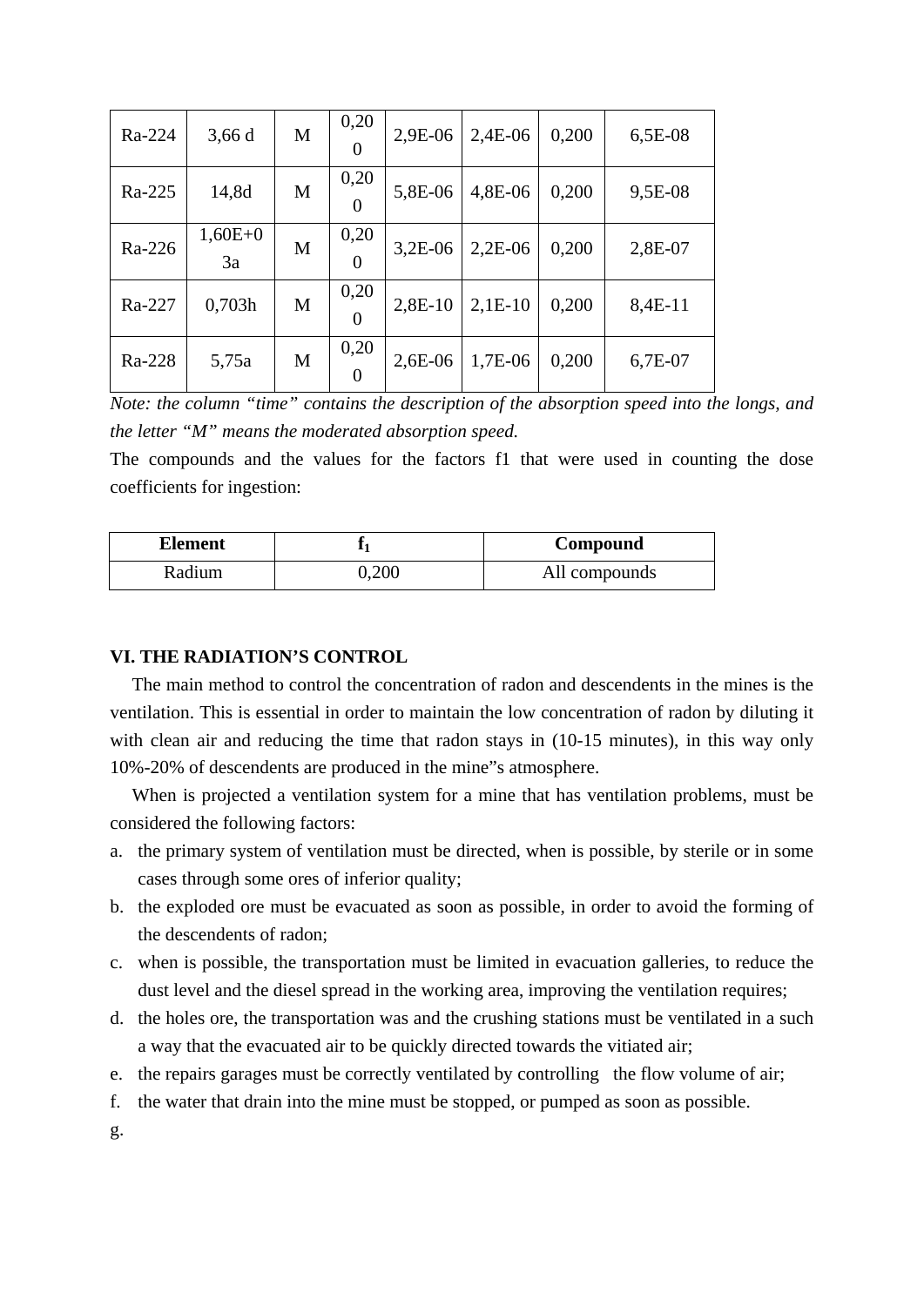| Ra-224 | 3,66 d | M | 0,200 | 2,9E-06 | 2,4E-06 | 0,200 | 6,5E-08 |
|---|---|---|---|---|---|---|---|
| Ra-225 | 14,8d | M | 0,200 | 5,8E-06 | 4,8E-06 | 0,200 | 9,5E-08 |
| Ra-226 | 1,60E+03a | M | 0,200 | 3,2E-06 | 2,2E-06 | 0,200 | 2,8E-07 |
| Ra-227 | 0,703h | M | 0,200 | 2,8E-10 | 2,1E-10 | 0,200 | 8,4E-11 |
| Ra-228 | 5,75a | M | 0,200 | 2,6E-06 | 1,7E-06 | 0,200 | 6,7E-07 |

*Note: the column "time" contains the description of the absorption speed into the longs, and the letter "M" means the moderated absorption speed.*

The compounds and the values for the factors f1 that were used in counting the dose coefficients for ingestion:

| Element | $f_1$ | Compound |
|---|---|---|
| Radium | 0,200 | All compounds |

## VI. THE RADIATION'S CONTROL

The main method to control the concentration of radon and descendents in the mines is the ventilation. This is essential in order to maintain the low concentration of radon by diluting it with clean air and reducing the time that radon stays in (10-15 minutes), in this way only 10%-20% of descendents are produced in the mine"s atmosphere.

When is projected a ventilation system for a mine that has ventilation problems, must be considered the following factors:

a. the primary system of ventilation must be directed, when is possible, by sterile or in some cases through some ores of inferior quality;
b. the exploded ore must be evacuated as soon as possible, in order to avoid the forming of the descendents of radon;
c. when is possible, the transportation must be limited in evacuation galleries, to reduce the dust level and the diesel spread in the working area, improving the ventilation requires;
d. the holes ore, the transportation was and the crushing stations must be ventilated in a such a way that the evacuated air to be quickly directed towards the vitiated air;
e. the repairs garages must be correctly ventilated by controlling the flow volume of air;
f. the water that drain into the mine must be stopped, or pumped as soon as possible.
g.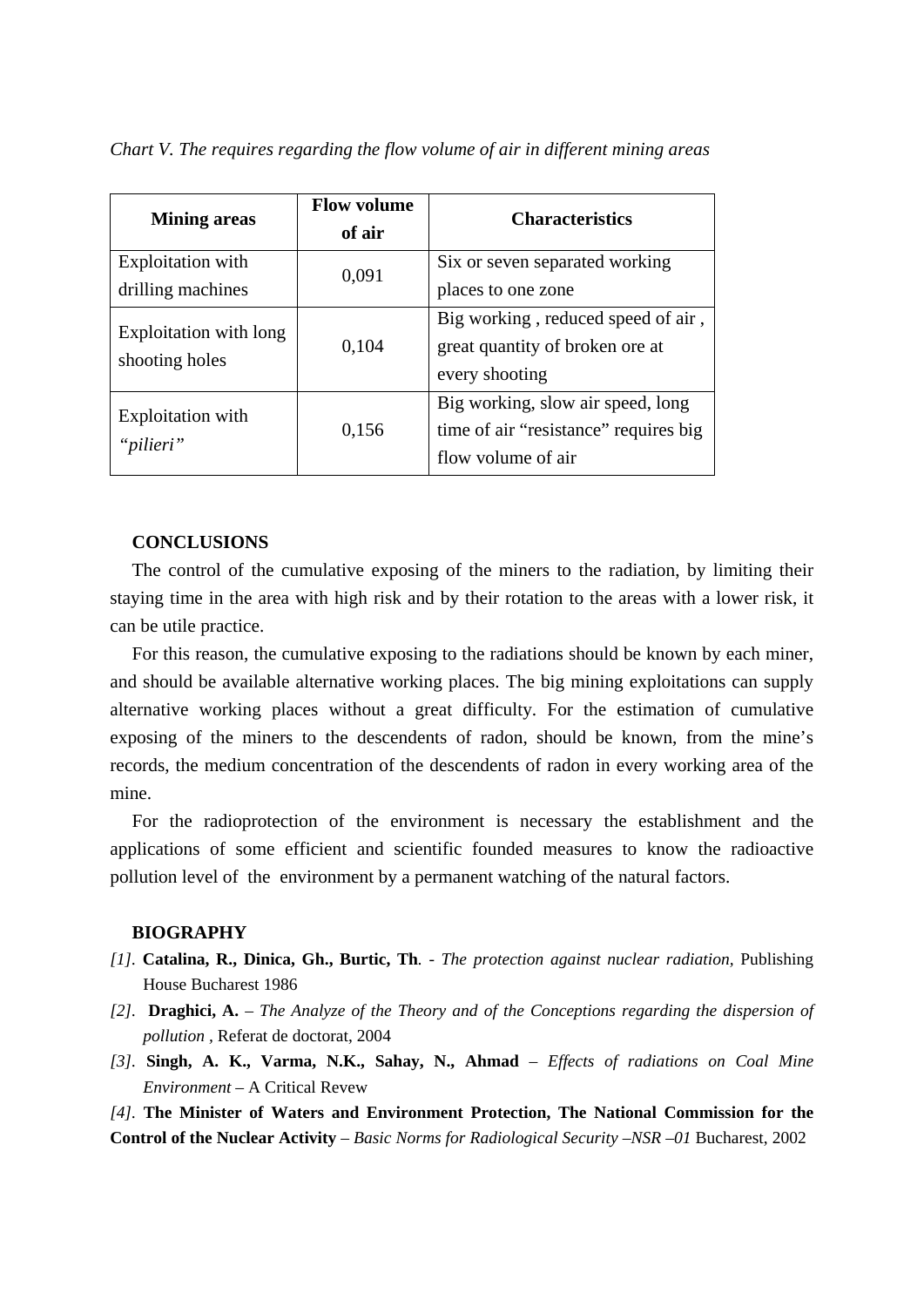*Chart V. The requires regarding the flow volume of air in different mining areas*

| Mining areas | Flow volume of air | Characteristics |
|---|---|---|
| Exploitation with drilling machines | 0,091 | Six or seven separated working places to one zone |
| Exploitation with long shooting holes | 0,104 | Big working , reduced speed of air , great quantity of broken ore at every shooting |
| Exploitation with *"pilieri"* | 0,156 | Big working, slow air speed, long time of air "resistance" requires big flow volume of air |

**CONCLUSIONS**

The control of the cumulative exposing of the miners to the radiation, by limiting their staying time in the area with high risk and by their rotation to the areas with a lower risk, it can be utile practice.

For this reason, the cumulative exposing to the radiations should be known by each miner, and should be available alternative working places. The big mining exploitations can supply alternative working places without a great difficulty. For the estimation of cumulative exposing of the miners to the descendents of radon, should be known, from the mine's records, the medium concentration of the descendents of radon in every working area of the mine.

For the radioprotection of the environment is necessary the establishment and the applications of some efficient and scientific founded measures to know the radioactive pollution level of the environment by a permanent watching of the natural factors.

**BIOGRAPHY**

*[1].* **Catalina, R., Dinica, Gh., Burtic, Th**. - *The protection against nuclear radiation,* Publishing House Bucharest 1986

*[2].* **Draghici, A.** – *The Analyze of the Theory and of the Conceptions regarding the dispersion of pollution* , Referat de doctorat, 2004

*[3].* **Singh, A. K., Varma, N.K., Sahay, N., Ahmad** – *Effects of radiations on Coal Mine Environment* – A Critical Revew

*[4].* **The Minister of Waters and Environment Protection, The National Commission for the Control of the Nuclear Activity** – *Basic Norms for Radiological Security –NSR –01* Bucharest, 2002